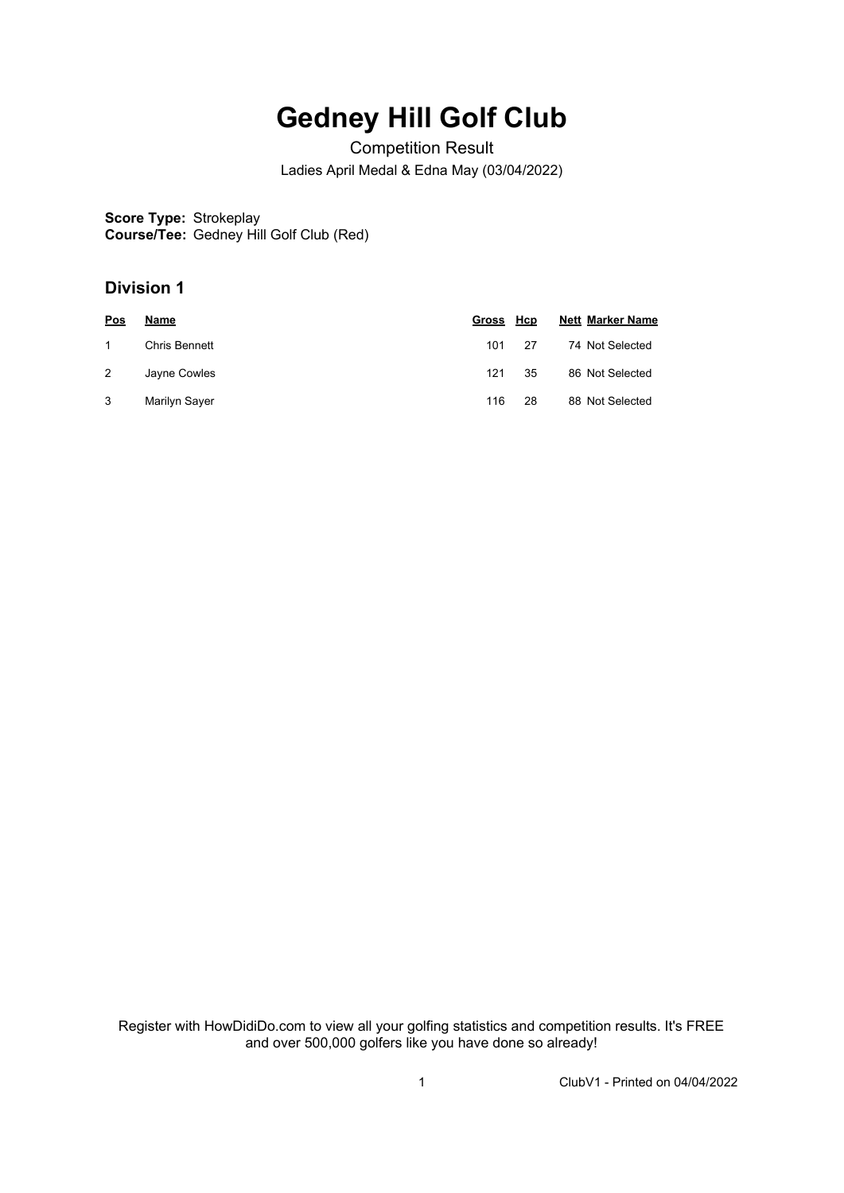# Gedney Hill Golf Club

Competition Result

Ladies April Medal & Edna May (03/04/2022)

**Score Type:** Strokeplay
**Course/Tee:** Gedney Hill Golf Club (Red)

## Division 1

| Pos | Name | Gross | Hcp | Nett | Marker Name |
| --- | --- | --- | --- | --- | --- |
| 1 | Chris Bennett | 101 | 27 | 74 | Not Selected |
| 2 | Jayne Cowles | 121 | 35 | 86 | Not Selected |
| 3 | Marilyn Sayer | 116 | 28 | 88 | Not Selected |

Register with HowDidiDo.com to view all your golfing statistics and competition results. It's FREE and over 500,000 golfers like you have done so already!

ClubV1 - Printed on 04/04/2022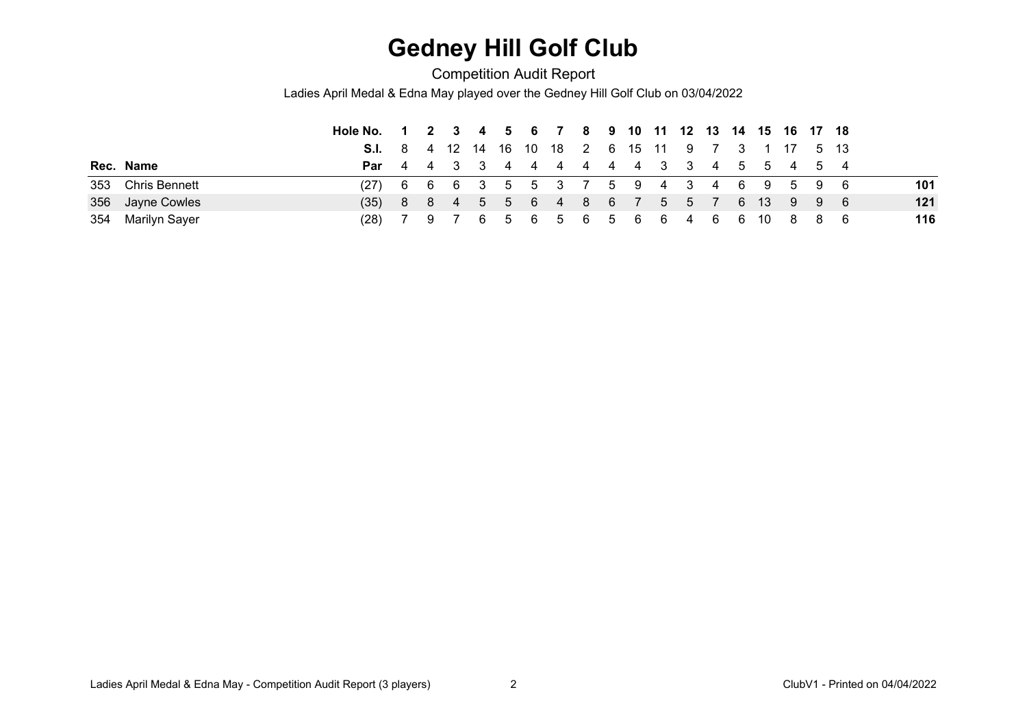# Gedney Hill Golf Club

Competition Audit Report

Ladies April Medal & Edna May played over the Gedney Hill Golf Club on 03/04/2022

| | | Hole No. | 1 | 2 | 3 | 4 | 5 | 6 | 7 | 8 | 9 | 10 | 11 | 12 | 13 | 14 | 15 | 16 | 17 | 18 | |
|---|---|---|---|---|---|---|---|---|---|---|---|---|---|---|---|---|---|---|---|---|---|
| | | S.I. | 8 | 4 | 12 | 14 | 16 | 10 | 18 | 2 | 6 | 15 | 11 | 9 | 7 | 3 | 1 | 17 | 5 | 13 | |
| Rec. | Name | Par | 4 | 4 | 3 | 3 | 4 | 4 | 4 | 4 | 4 | 4 | 3 | 3 | 4 | 5 | 5 | 4 | 5 | 4 | |
| 353 | Chris Bennett | (27) | 6 | 6 | 6 | 3 | 5 | 5 | 3 | 7 | 5 | 9 | 4 | 3 | 4 | 6 | 9 | 5 | 9 | 6 | **101** |
| 356 | Jayne Cowles | (35) | 8 | 8 | 4 | 5 | 5 | 6 | 4 | 8 | 6 | 7 | 5 | 5 | 7 | 6 | 13 | 9 | 9 | 6 | **121** |
| 354 | Marilyn Sayer | (28) | 7 | 9 | 7 | 6 | 5 | 6 | 5 | 6 | 5 | 6 | 6 | 4 | 6 | 6 | 10 | 8 | 8 | 6 | **116** |

Ladies April Medal & Edna May - Competition Audit Report (3 players)

ClubV1 - Printed on 04/04/2022